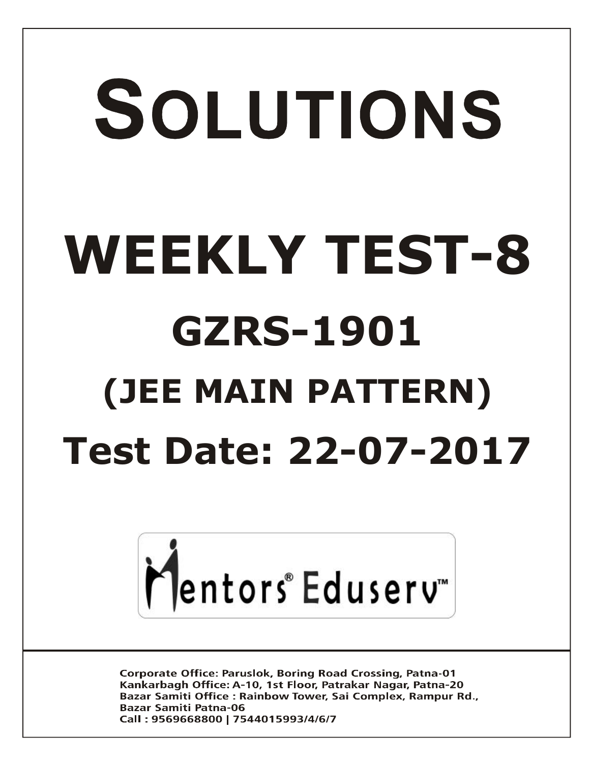# SOLUTIONS

# WEEKLY TEST-8

## GZRS-1901

## (JEE MAIN PATTERN)

## Test Date: 22-07-2017

Mentors® Eduserv™

Corporate Office: Paruslok, Boring Road Crossing, Patna-01
Kankarbagh Office: A-10, 1st Floor, Patrakar Nagar, Patna-20
Bazar Samiti Office : Rainbow Tower, Sai Complex, Rampur Rd., Bazar Samiti Patna-06
Call : 9569668800 | 7544015993/4/6/7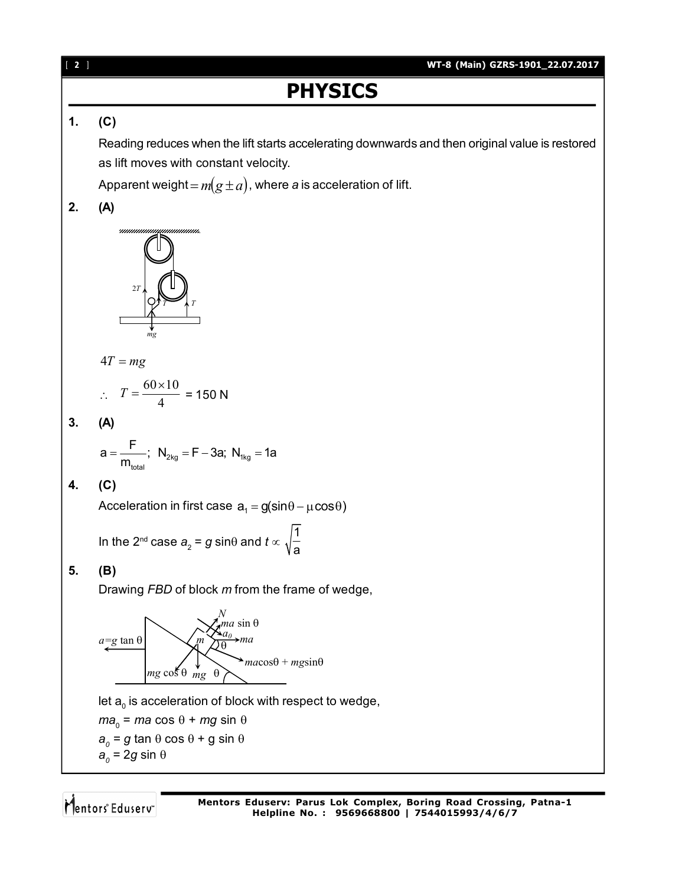# PHYSICS

**1. (C)**

Reading reduces when the lift starts accelerating downwards and then original value is restored as lift moves with constant velocity.

Apparent weight $= m(g \pm a)$, where *a* is acceleration of lift.

**2. (A)**

$$4T = mg$$

$$\therefore \quad T = \frac{60 \times 10}{4} = 150 \text{ N}$$

**3. (A)**

$$a = \frac{F}{m_{total}}; \; N_{2kg} = F - 3a; \; N_{1kg} = 1a$$

**4. (C)**

Acceleration in first case $a_1 = g(\sin\theta - \mu\cos\theta)$

In the 2nd case $a_2 = g \sin\theta$ and $t \propto \sqrt{\frac{1}{a}}$

**5. (B)**

Drawing *FBD* of block *m* from the frame of wedge,

let $a_0$ is acceleration of block with respect to wedge,

$ma_0 = ma \cos\theta + mg \sin\theta$

$a_0 = g \tan\theta \cos\theta + g \sin\theta$

$a_0 = 2g \sin\theta$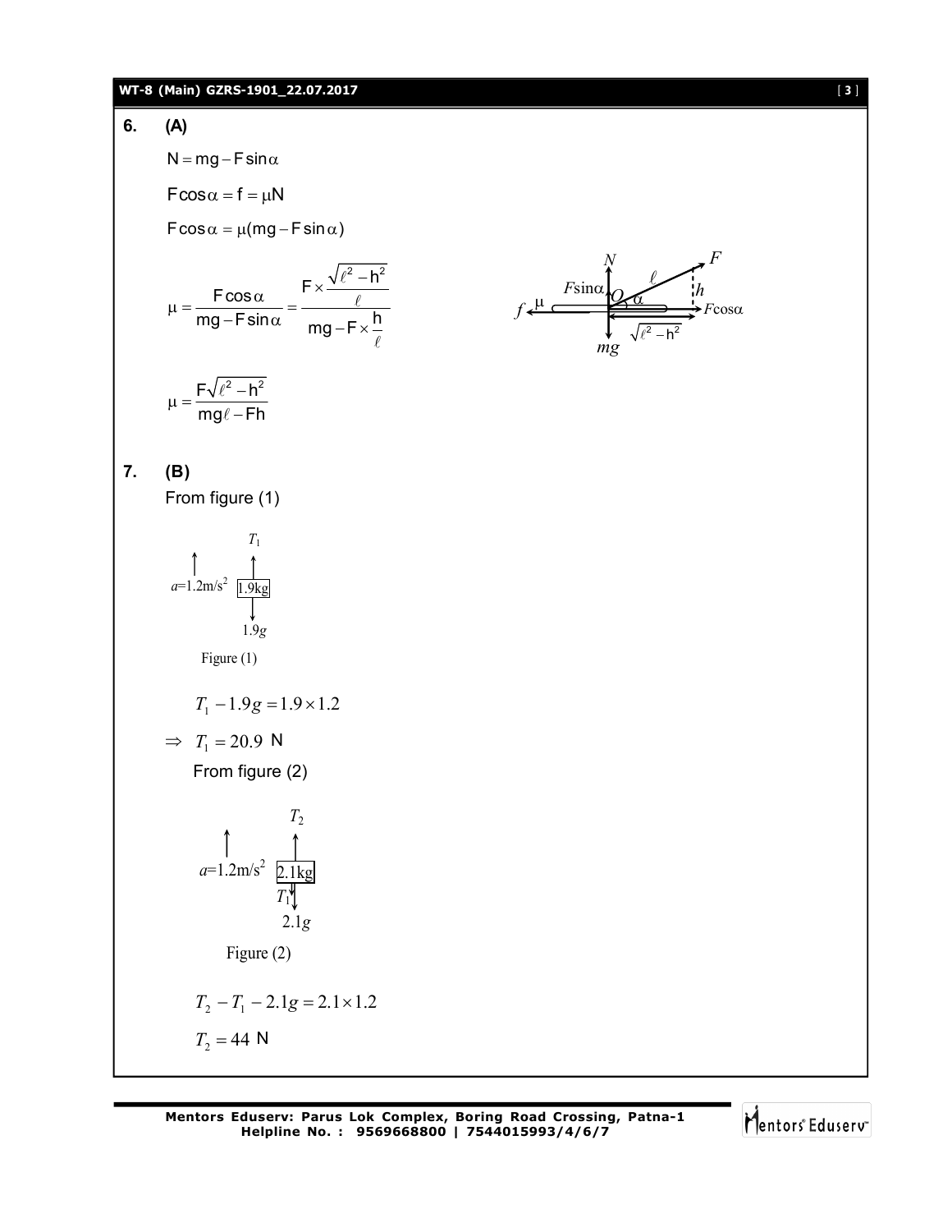**6. (A)**

$$N = mg - F\sin\alpha$$

$$F\cos\alpha = f = \mu N$$

$$F\cos\alpha = \mu(mg - F\sin\alpha)$$

$$\mu = \frac{F\cos\alpha}{mg - F\sin\alpha} = \frac{F \times \frac{\sqrt{\ell^2 - h^2}}{\ell}}{mg - F \times \frac{h}{\ell}}$$

$$\mu = \frac{F\sqrt{\ell^2 - h^2}}{mg\ell - Fh}$$

**7. (B)**

From figure (1)

Figure (1)

$$T_1 - 1.9g = 1.9 \times 1.2$$

$$\Rightarrow \; T_1 = 20.9 \text{ N}$$

From figure (2)

Figure (2)

$$T_2 - T_1 - 2.1g = 2.1 \times 1.2$$

$$T_2 = 44 \text{ N}$$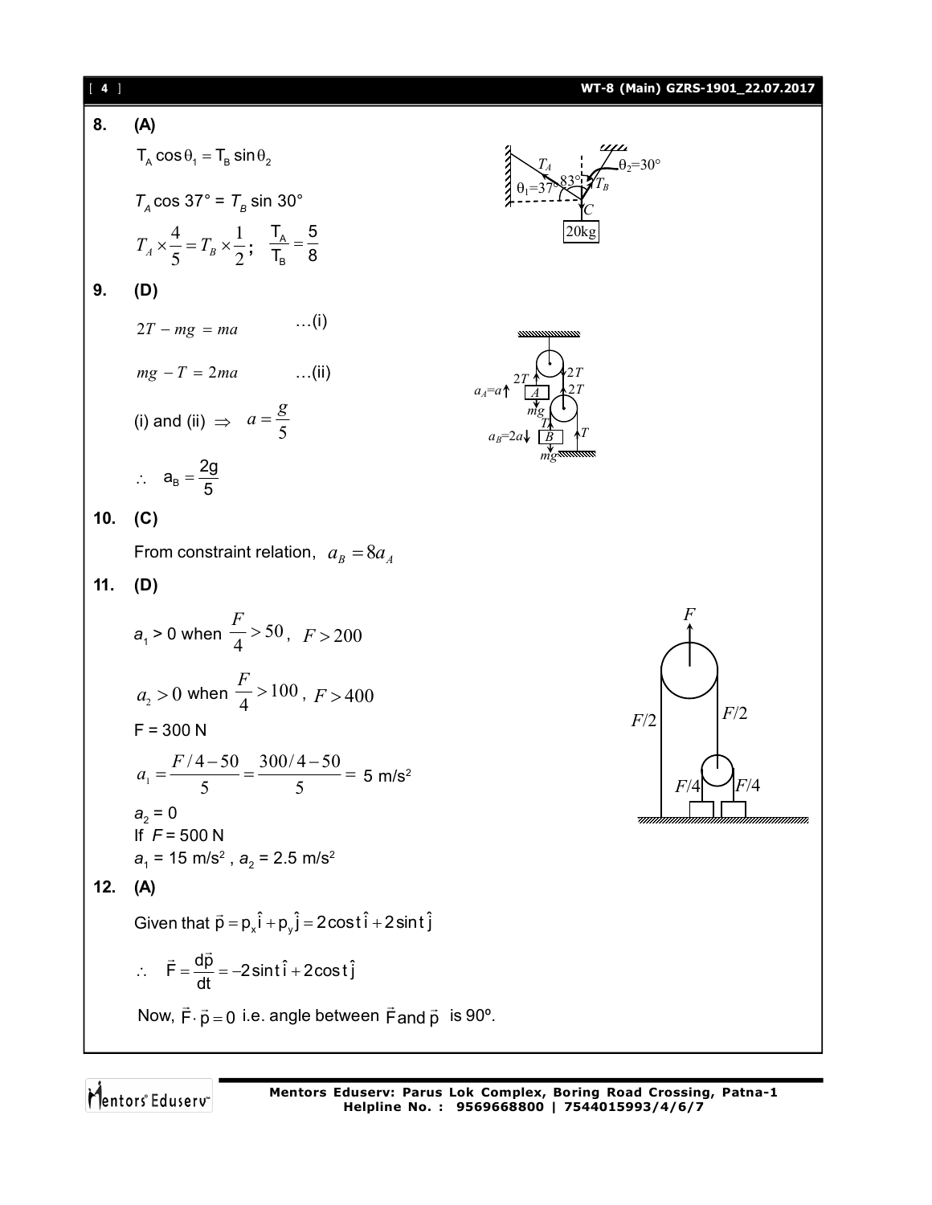**8. (A)**

$T_A \cos\theta_1 = T_B \sin\theta_2$

$T_A \cos 37° = T_B \sin 30°$

$T_A \times \frac{4}{5} = T_B \times \frac{1}{2}$; $\frac{T_A}{T_B} = \frac{5}{8}$

**9. (D)**

$2T - mg = ma$ ...(i)

$mg - T = 2ma$ ...(ii)

(i) and (ii) $\Rightarrow$ $a = \frac{g}{5}$

$\therefore$ $a_B = \frac{2g}{5}$

**10. (C)**

From constraint relation, $a_B = 8a_A$

**11. (D)**

$a_1 > 0$ when $\frac{F}{4} > 50$, $F > 200$

$a_2 > 0$ when $\frac{F}{4} > 100$, $F > 400$

F = 300 N

$a_1 = \frac{F/4 - 50}{5} = \frac{300/4 - 50}{5} =$ 5 m/s$^2$

$a_2 = 0$

If $F = 500$ N

$a_1 = 15$ m/s$^2$, $a_2 = 2.5$ m/s$^2$

**12. (A)**

Given that $\vec{p} = p_x\hat{i} + p_y\hat{j} = 2\cos t\,\hat{i} + 2\sin t\,\hat{j}$

$\therefore$ $\vec{F} = \frac{d\vec{p}}{dt} = -2\sin t\,\hat{i} + 2\cos t\,\hat{j}$

Now, $\vec{F} \cdot \vec{p} = 0$ i.e. angle between $\vec{F}$ and $\vec{p}$ is 90º.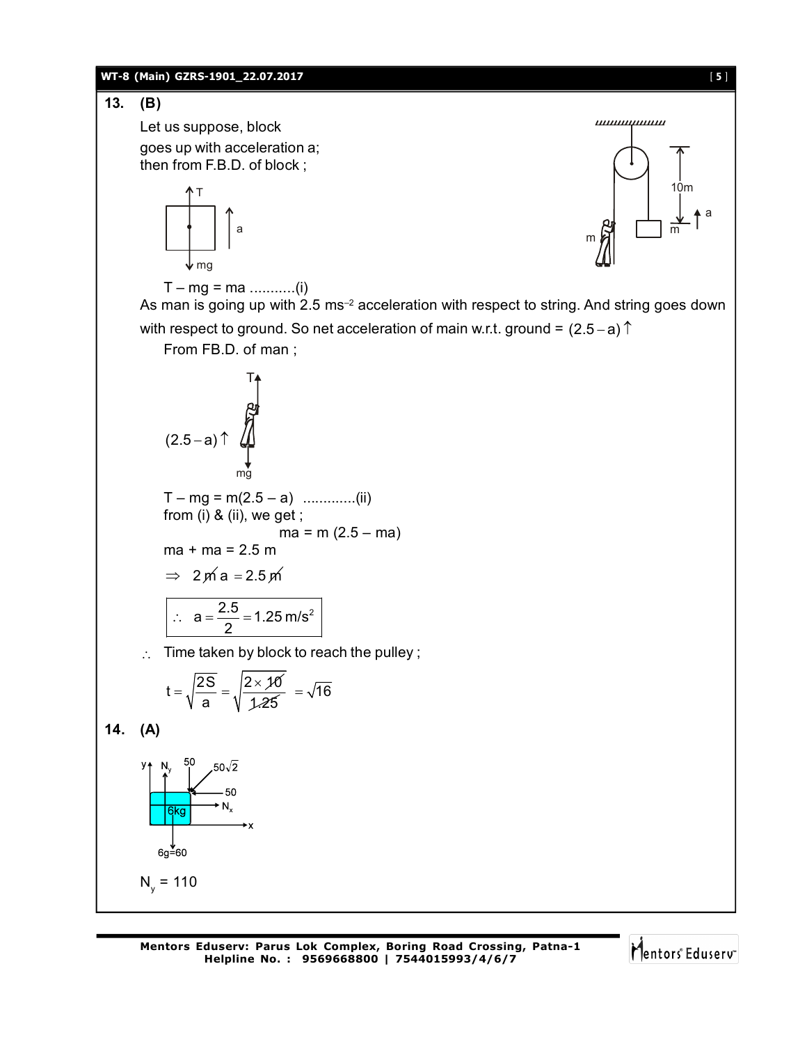**13. (B)**

Let us suppose, block goes up with acceleration a; then from F.B.D. of block ;

$T - mg = ma$ ...........(i)

As man is going up with 2.5 $ms^{-2}$ acceleration with respect to string. And string goes down with respect to ground. So net acceleration of main w.r.t. ground = $(2.5 - a)\uparrow$

From FB.D. of man ;

$T - mg = m(2.5 - a)$ .............(ii)

from (i) & (ii), we get ;

$ma = m\,(2.5 - ma)$

$ma + ma = 2.5\,m$

$\Rightarrow \; 2\cancel{m}a = 2.5\cancel{m}$

$$\therefore \; a = \frac{2.5}{2} = 1.25\,m/s^2$$

$\therefore$ Time taken by block to reach the pulley ;

$$t = \sqrt{\frac{2S}{a}} = \sqrt{\frac{2 \times 10}{1.25}} = \sqrt{16}$$

**14. (A)**

$N_y = 110$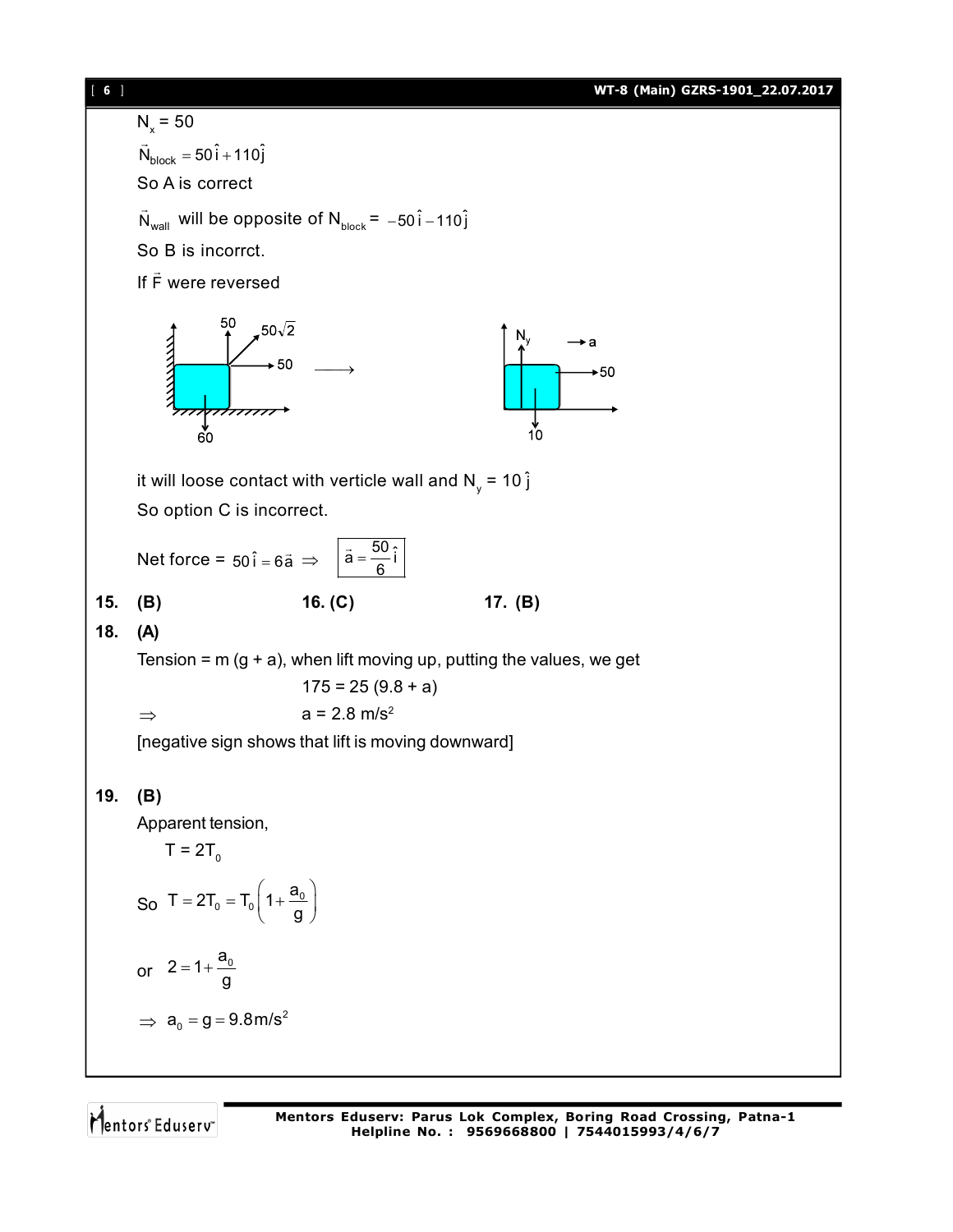$N_x = 50$

$\vec{N}_{block} = 50\hat{i} + 110\hat{j}$

So A is correct

$\vec{N}_{wall}$ will be opposite of $N_{block}$ = $-50\hat{i} - 110\hat{j}$

So B is incorrct.

If $\vec{F}$ were reversed

it will loose contact with verticle wall and $N_y = 10\hat{j}$

So option C is incorrect.

Net force = $50\hat{i} = 6\vec{a} \Rightarrow$ $\boxed{\vec{a} = \frac{50}{6}\hat{i}}$

**15. (B)** **16. (C)** **17. (B)**

**18. (A)**

Tension = m (g + a), when lift moving up, putting the values, we get

$$175 = 25\ (9.8 + a)$$

$$\Rightarrow \quad a = 2.8\ m/s^2$$

[negative sign shows that lift is moving downward]

**19. (B)**

Apparent tension,

$T = 2T_0$

So $T = 2T_0 = T_0\left(1 + \frac{a_0}{g}\right)$

or $2 = 1 + \frac{a_0}{g}$

$\Rightarrow a_0 = g = 9.8\,m/s^2$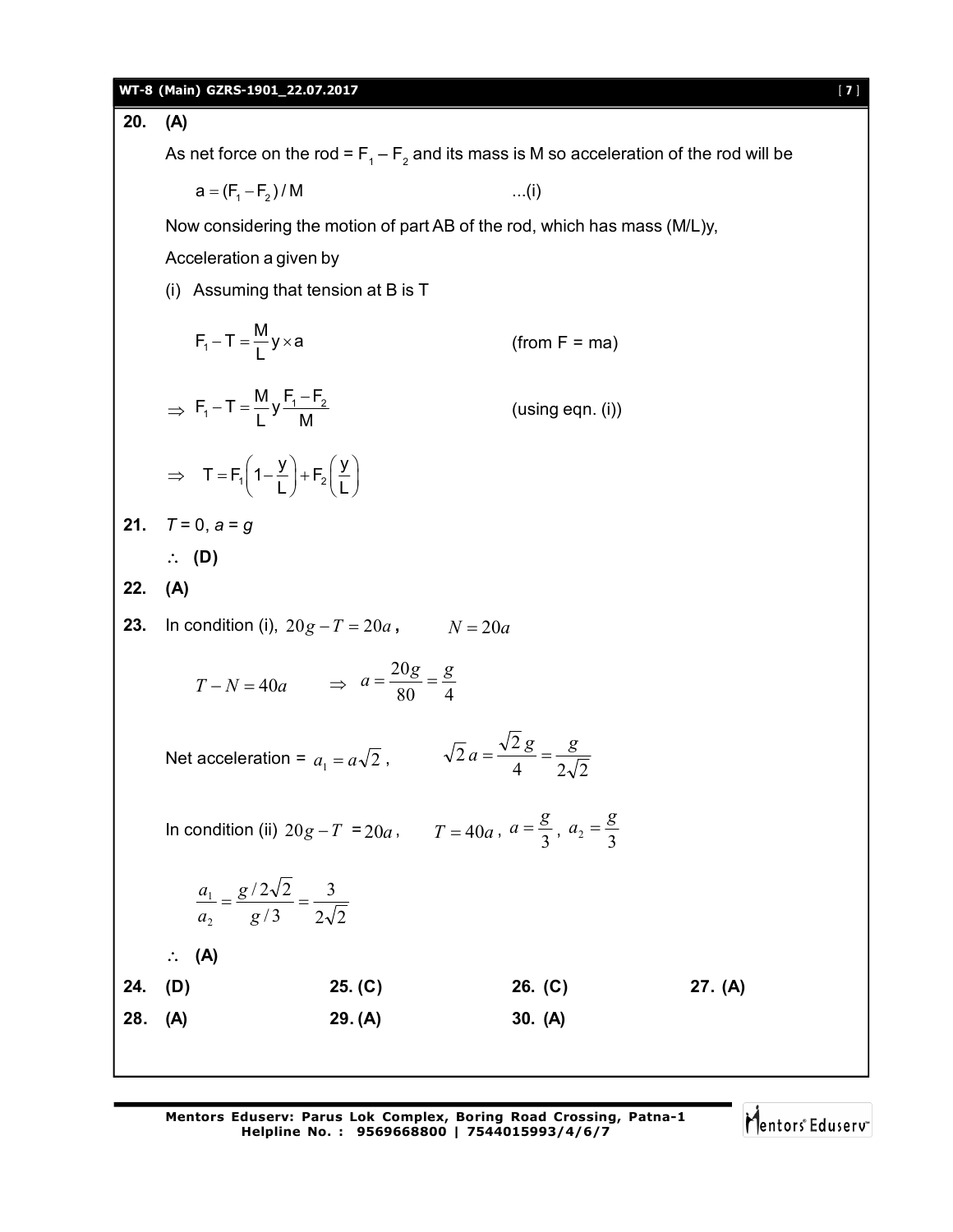**20. (A)**

As net force on the rod = $F_1 - F_2$ and its mass is M so acceleration of the rod will be

$$a = (F_1 - F_2)/M \qquad \text{...(i)}$$

Now considering the motion of part AB of the rod, which has mass (M/L)y,

Acceleration a given by

(i) Assuming that tension at B is T

$$F_1 - T = \frac{M}{L} y \times a \qquad \text{(from F = ma)}$$

$$\Rightarrow F_1 - T = \frac{M}{L} y \frac{F_1 - F_2}{M} \qquad \text{(using eqn. (i))}$$

$$\Rightarrow T = F_1\left(1 - \frac{y}{L}\right) + F_2\left(\frac{y}{L}\right)$$

**21.** $T = 0$, $a = g$

$\therefore$ **(D)**

**22. (A)**

**23.** In condition (i), $20g - T = 20a$, $\quad N = 20a$

$$T - N = 40a \qquad \Rightarrow \quad a = \frac{20g}{80} = \frac{g}{4}$$

Net acceleration = $a_1 = a\sqrt{2}$, $\quad \sqrt{2}\,a = \frac{\sqrt{2}\,g}{4} = \frac{g}{2\sqrt{2}}$

In condition (ii) $20g - T = 20a$, $\quad T = 40a$, $a = \frac{g}{3}$, $a_2 = \frac{g}{3}$

$$\frac{a_1}{a_2} = \frac{g/2\sqrt{2}}{g/3} = \frac{3}{2\sqrt{2}}$$

$\therefore$ **(A)**

**24. (D)** **25. (C)** **26. (C)** **27. (A)**

**28. (A)** **29. (A)** **30. (A)**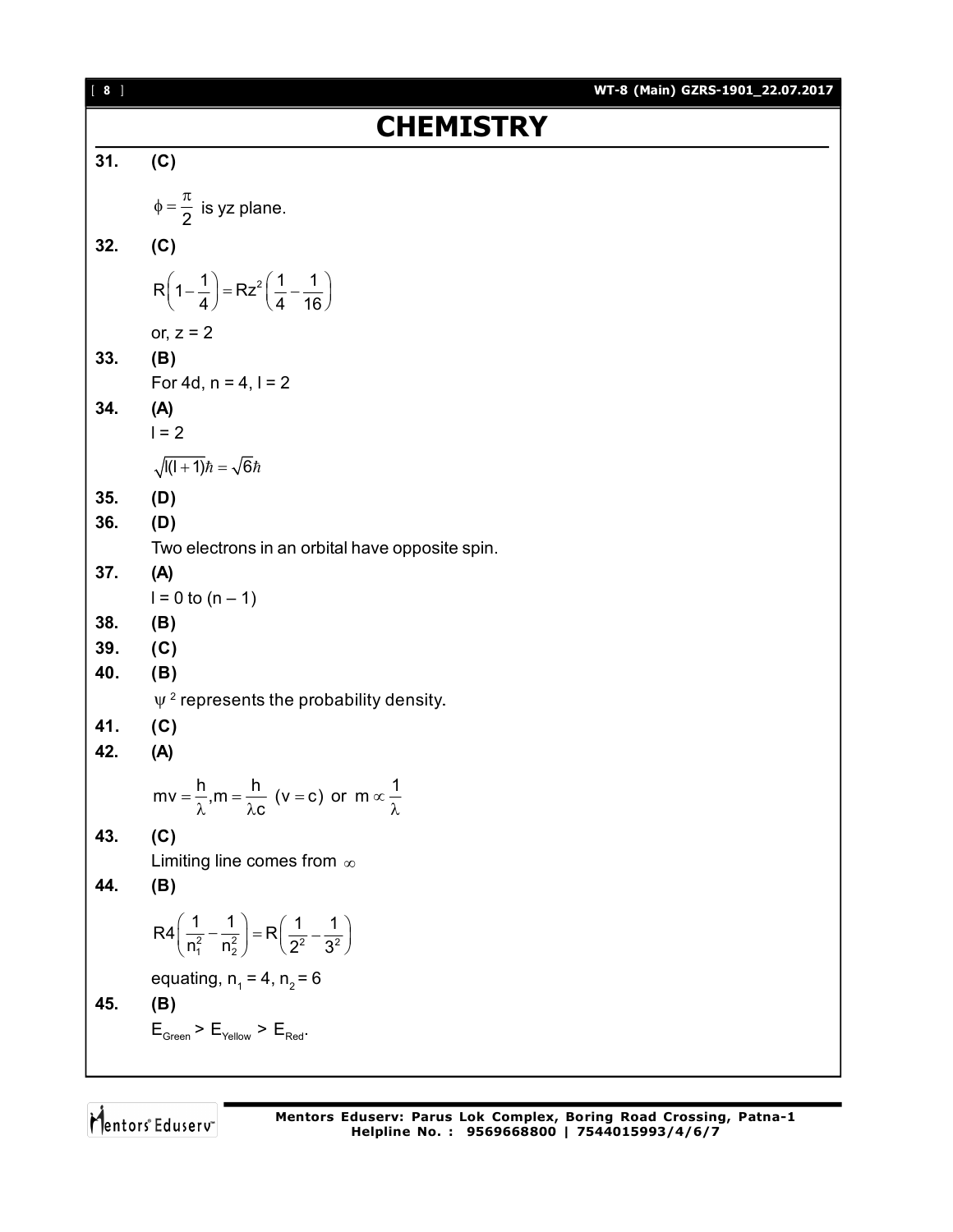# CHEMISTRY

**31.** **(C)**

$\phi = \frac{\pi}{2}$ is yz plane.

**32.** **(C)**

$$R\left(1-\frac{1}{4}\right) = Rz^2\left(\frac{1}{4}-\frac{1}{16}\right)$$

or, $z = 2$

**33.** **(B)**

For 4d, $n = 4$, $l = 2$

**34.** **(A)**

$l = 2$

$\sqrt{l(l+1)}\hbar = \sqrt{6}\hbar$

**35.** **(D)**

**36.** **(D)**

Two electrons in an orbital have opposite spin.

**37.** **(A)**

$l = 0$ to $(n - 1)$

**38.** **(B)**

**39.** **(C)**

**40.** **(B)**

$\psi^2$ represents the probability density.

**41.** **(C)**

**42.** **(A)**

$$mv = \frac{h}{\lambda}, m = \frac{h}{\lambda c}\ (v = c)\ \text{or}\ m \propto \frac{1}{\lambda}$$

**43.** **(C)**

Limiting line comes from $\infty$

**44.** **(B)**

$$R4\left(\frac{1}{n_1^2}-\frac{1}{n_2^2}\right) = R\left(\frac{1}{2^2}-\frac{1}{3^2}\right)$$

equating, $n_1 = 4$, $n_2 = 6$

**45.** **(B)**

$E_{Green} > E_{Yellow} > E_{Red}$.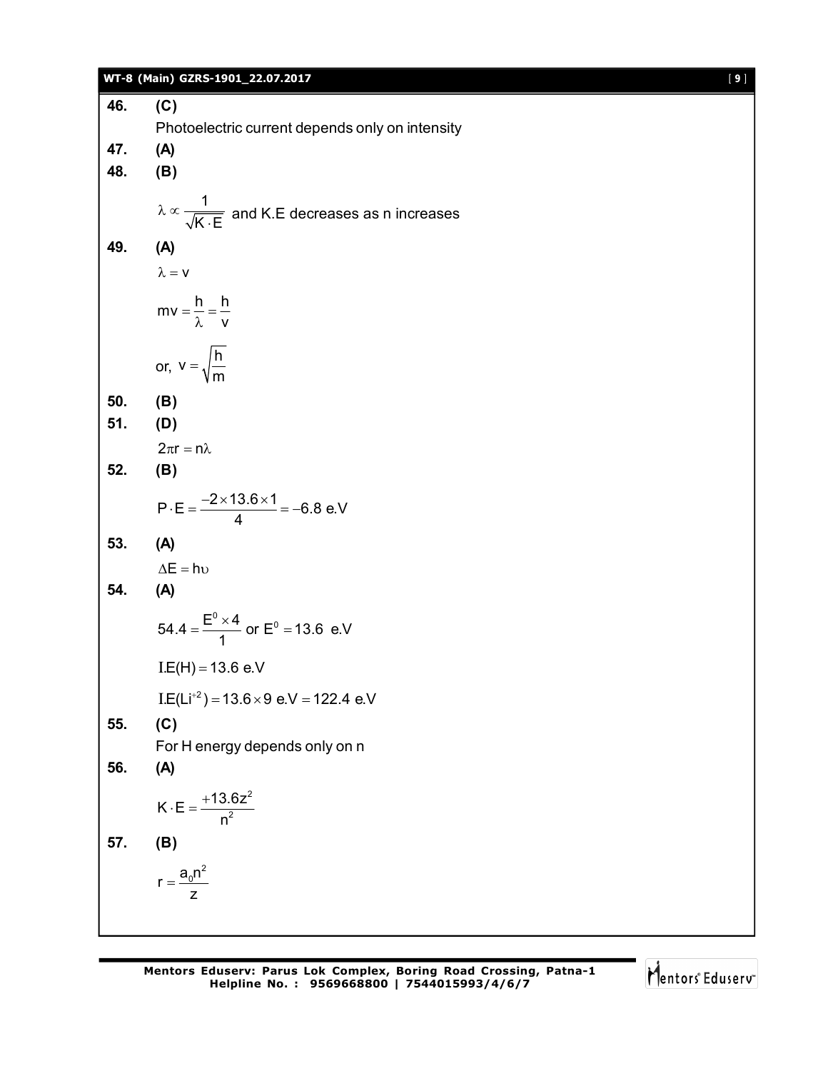**46.** **(C)**

Photoelectric current depends only on intensity

**47.** **(A)**

**48.** **(B)**

$\lambda \propto \frac{1}{\sqrt{K \cdot E}}$ and K.E decreases as n increases

**49.** **(A)**

$\lambda = v$

$mv = \frac{h}{\lambda} = \frac{h}{v}$

or, $v = \sqrt{\frac{h}{m}}$

**50.** **(B)**

**51.** **(D)**

$2\pi r = n\lambda$

**52.** **(B)**

$P \cdot E = \frac{-2 \times 13.6 \times 1}{4} = -6.8$ e.V

**53.** **(A)**

$\Delta E = h\upsilon$

**54.** **(A)**

$54.4 = \frac{E^0 \times 4}{1}$ or $E^0 = 13.6$ e.V

$I.E(H) = 13.6$ e.V

$I.E(Li^{+2}) = 13.6 \times 9$ e.V $= 122.4$ e.V

**55.** **(C)**

For H energy depends only on n

**56.** **(A)**

$K \cdot E = \frac{+13.6z^2}{n^2}$

**57.** **(B)**

$r = \frac{a_0 n^2}{z}$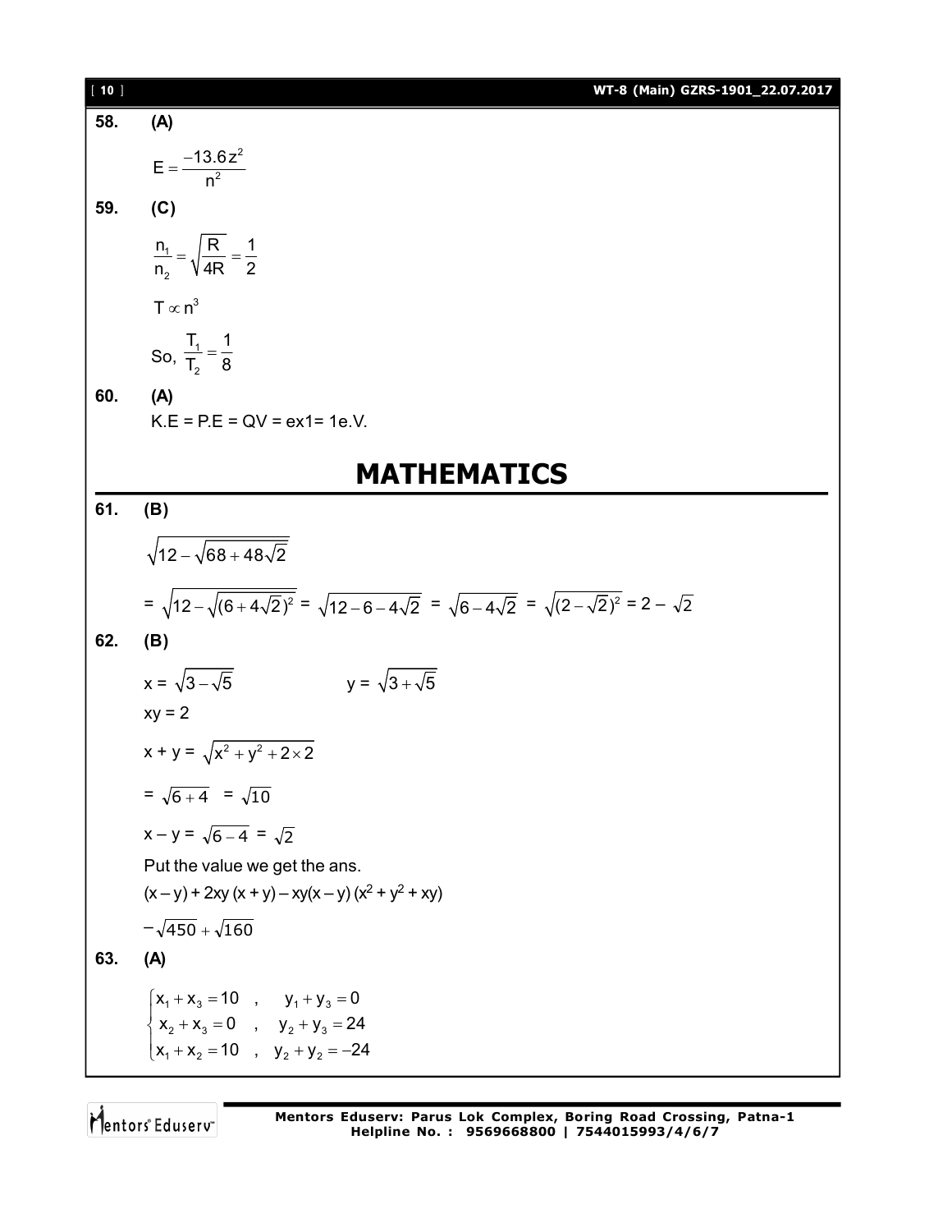**58. (A)**

$$E = \frac{-13.6z^2}{n^2}$$

**59. (C)**

$$\frac{n_1}{n_2} = \sqrt{\frac{R}{4R}} = \frac{1}{2}$$

$T \propto n^3$

So, $\frac{T_1}{T_2} = \frac{1}{8}$

**60. (A)**

K.E = P.E = QV = ex1= 1e.V.

# MATHEMATICS

**61. (B)**

$$\sqrt{12 - \sqrt{68 + 48\sqrt{2}}}$$

$= \sqrt{12 - \sqrt{(6 + 4\sqrt{2})^2}} = \sqrt{12 - 6 - 4\sqrt{2}} = \sqrt{6 - 4\sqrt{2}} = \sqrt{(2 - \sqrt{2})^2} = 2 - \sqrt{2}$

**62. (B)**

$x = \sqrt{3 - \sqrt{5}}$ $\qquad$ $y = \sqrt{3 + \sqrt{5}}$

$xy = 2$

$x + y = \sqrt{x^2 + y^2 + 2 \times 2}$

$= \sqrt{6 + 4} = \sqrt{10}$

$x - y = \sqrt{6 - 4} = \sqrt{2}$

Put the value we get the ans.

$(x - y) + 2xy\,(x + y) - xy(x - y)\,(x^2 + y^2 + xy)$

$-\sqrt{450} + \sqrt{160}$

**63. (A)**

$$\begin{cases} x_1 + x_3 = 10 \quad , \quad y_1 + y_3 = 0 \\ x_2 + x_3 = 0 \quad , \quad y_2 + y_3 = 24 \\ x_1 + x_2 = 10 \quad , \quad y_2 + y_2 = -24 \end{cases}$$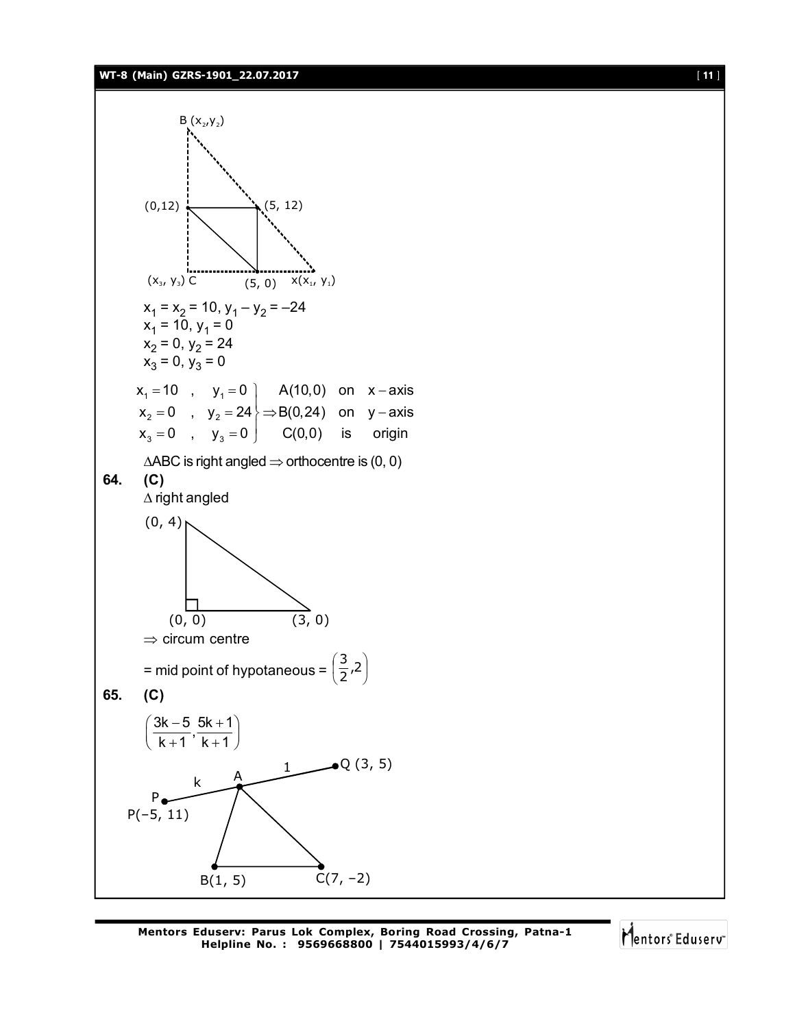B $(x_2, y_2)$

(0,12) (5, 12)

$(x_3, y_3)$ C (5, 0) $x(x_1, y_1)$

$x_1 = x_2 = 10$, $y_1 - y_2 = -24$
$x_1 = 10$, $y_1 = 0$
$x_2 = 0$, $y_2 = 24$
$x_3 = 0$, $y_3 = 0$

$$\left.\begin{array}{l} x_1 = 10 \quad , \quad y_1 = 0 \\ x_2 = 0 \quad , \quad y_2 = 24 \\ x_3 = 0 \quad , \quad y_3 = 0 \end{array}\right\} \Rightarrow \begin{array}{l} A(10,0) \quad \text{on} \quad x-\text{axis} \\ B(0,24) \quad \text{on} \quad y-\text{axis} \\ C(0,0) \quad \text{is} \quad \text{origin} \end{array}$$

$\Delta ABC$ is right angled $\Rightarrow$ orthocentre is (0, 0)

**64. (C)**

$\Delta$ right angled

(0, 4)

(0, 0) (3, 0)

$\Rightarrow$ circum centre

= mid point of hypotaneous = $\left(\frac{3}{2}, 2\right)$

**65. (C)**

$$\left(\frac{3k-5}{k+1}, \frac{5k+1}{k+1}\right)$$

P(–5, 11) k A 1 Q (3, 5)

B(1, 5) C(7, –2)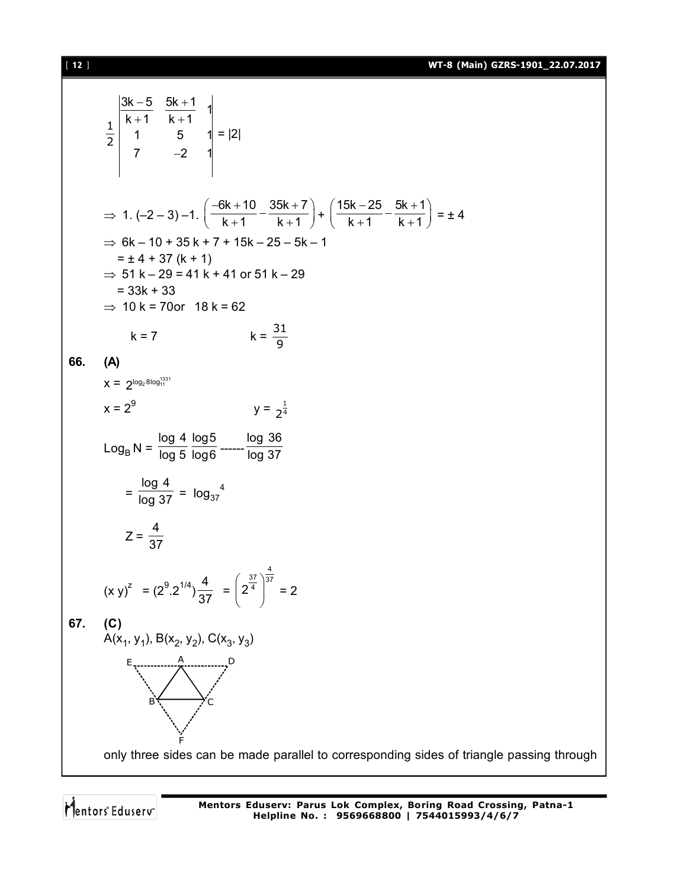$$\frac{1}{2}\begin{vmatrix} \frac{3k-5}{k+1} & \frac{5k+1}{k+1} & 1 \\ 1 & 5 & 1 \\ 7 & -2 & 1 \end{vmatrix} = |2|$$

$\Rightarrow$ 1. $(-2-3)-1.\left(\frac{-6k+10}{k+1}-\frac{35k+7}{k+1}\right)+\left(\frac{15k-25}{k+1}-\frac{5k+1}{k+1}\right) = \pm 4$

$\Rightarrow$ $6k - 10 + 35k + 7 + 15k - 25 - 5k - 1$
$= \pm 4 + 37(k + 1)$

$\Rightarrow$ $51k - 29 = 41k + 41$ or $51k - 29$
$= 33k + 33$

$\Rightarrow$ $10k = 70$ or $18k = 62$

$k = 7$ $\quad\quad\quad\quad$ $k = \frac{31}{9}$

**66. (A)**

$x = 2^{\log_2 8 \log_{11}^{1331}}$

$x = 2^9$ $\quad\quad\quad\quad$ $y = 2^{\frac{1}{4}}$

$\text{Log}_B N = \frac{\log 4}{\log 5}\frac{\log 5}{\log 6} \text{------} \frac{\log 36}{\log 37}$

$= \frac{\log 4}{\log 37} = \log_{37}{}^{4}$

$Z = \frac{4}{37}$

$(x\,y)^z = (2^9.2^{1/4})\frac{4}{37} = \left(2^{\frac{37}{4}}\right)^{\frac{4}{37}} = 2$

**67. (C)**

$A(x_1, y_1)$, $B(x_2, y_2)$, $C(x_3, y_3)$

only three sides can be made parallel to corresponding sides of triangle passing through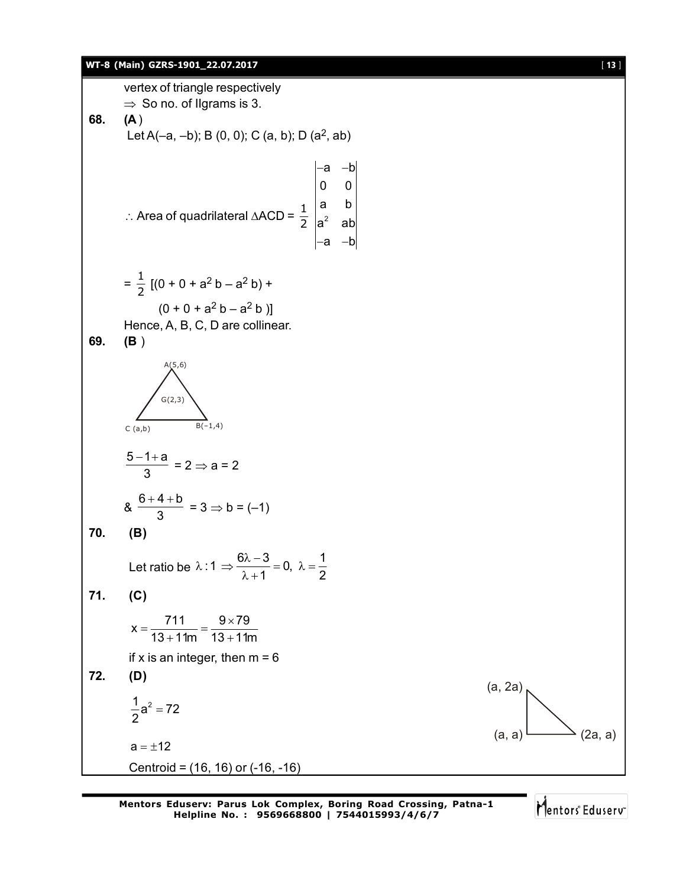vertex of triangle respectively

$\Rightarrow$ So no. of llgrams is 3.

**68.** **(A)**

Let A(–a, –b); B (0, 0); C (a, b); D ($a^2$, ab)

$$\therefore \text{Area of quadrilateral } \Delta ACD = \frac{1}{2}\begin{vmatrix} -a & -b \\ 0 & 0 \\ a & b \\ a^2 & ab \\ -a & -b \end{vmatrix}$$

$= \frac{1}{2}$ [(0 + 0 + $a^2$ b – $a^2$ b) +

(0 + 0 + $a^2$ b – $a^2$ b )]

Hence, A, B, C, D are collinear.

**69.** **(B)**

A(5,6)

G(2,3)

C (a,b) B(–1,4)

$\frac{5-1+a}{3} = 2 \Rightarrow a = 2$

& $\frac{6+4+b}{3} = 3 \Rightarrow b = (-1)$

**70.** **(B)**

Let ratio be $\lambda : 1 \Rightarrow \frac{6\lambda - 3}{\lambda + 1} = 0,\ \lambda = \frac{1}{2}$

**71.** **(C)**

$x = \frac{711}{13 + 11m} = \frac{9 \times 79}{13 + 11m}$

if x is an integer, then m = 6

**72.** **(D)**

(a, 2a)

(a, a) (2a, a)

$\frac{1}{2}a^2 = 72$

$a = \pm 12$

Centroid = (16, 16) or (-16, -16)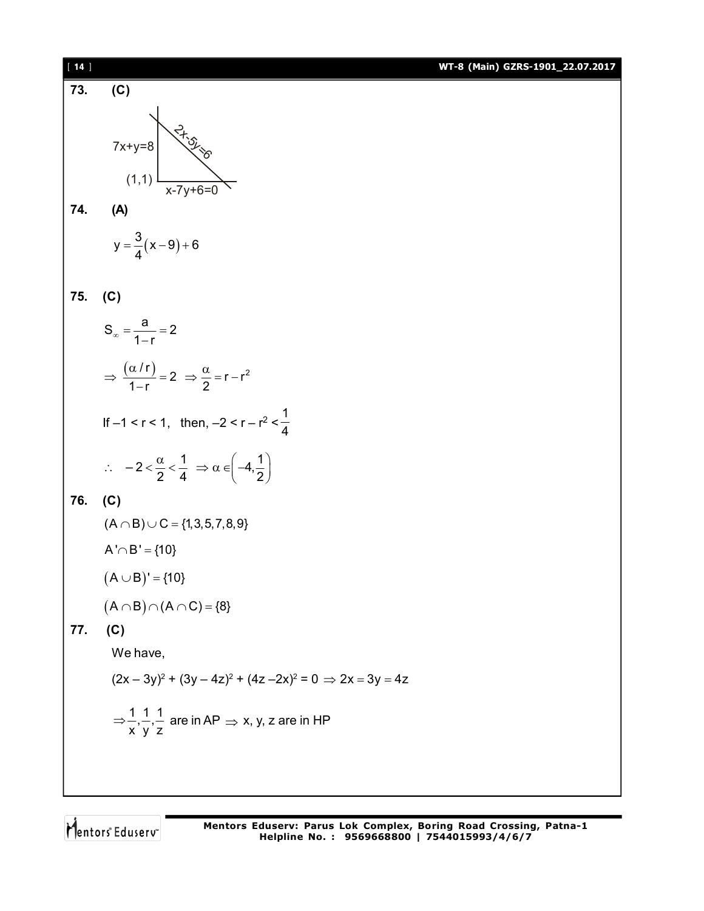**73.** **(C)**

7x+y=8

2x-5y=6

(1,1)

x-7y+6=0

**74.** **(A)**

$$y=\frac{3}{4}(x-9)+6$$

**75.** **(C)**

$$S_{\infty}=\frac{a}{1-r}=2$$

$$\Rightarrow \frac{(\alpha/r)}{1-r}=2 \Rightarrow \frac{\alpha}{2}=r-r^2$$

If $-1<r<1$, then, $-2<r-r^2<\frac{1}{4}$

$$\therefore \quad -2<\frac{\alpha}{2}<\frac{1}{4} \Rightarrow \alpha\in\left(-4,\frac{1}{2}\right)$$

**76.** **(C)**

$(A\cap B)\cup C=\{1,3,5,7,8,9\}$

$A'\cap B'=\{10\}$

$(A\cup B)'=\{10\}$

$(A\cap B)\cap(A\cap C)=\{8\}$

**77.** **(C)**

We have,

$(2x-3y)^2+(3y-4z)^2+(4z-2x)^2=0 \Rightarrow 2x=3y=4z$

$\Rightarrow \frac{1}{x},\frac{1}{y},\frac{1}{z}$ are in AP $\Rightarrow$ x, y, z are in HP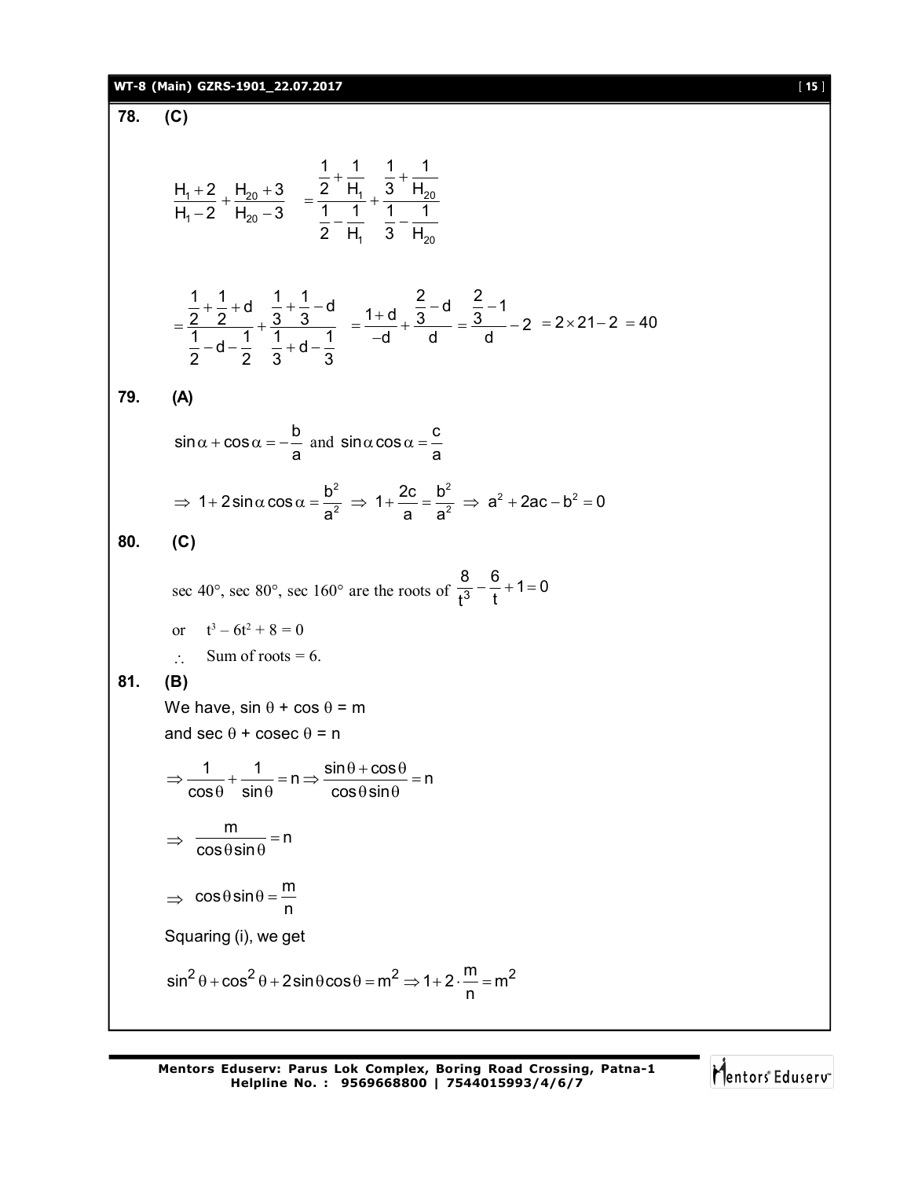**78. (C)**

$$\frac{H_1+2}{H_1-2}+\frac{H_{20}+3}{H_{20}-3} = \frac{\frac{1}{2}+\frac{1}{H_1}}{\frac{1}{2}-\frac{1}{H_1}}+\frac{\frac{1}{3}+\frac{1}{H_{20}}}{\frac{1}{3}-\frac{1}{H_{20}}}$$

$$=\frac{\frac{1}{2}+\frac{1}{2}+d}{\frac{1}{2}-d-\frac{1}{2}}+\frac{\frac{1}{3}+\frac{1}{3}-d}{\frac{1}{3}+d-\frac{1}{3}} = \frac{1+d}{-d}+\frac{\frac{2}{3}-d}{d}=\frac{\frac{2}{3}-1}{d}-2 = 2\times 21-2 = 40$$

**79. (A)**

$\sin\alpha+\cos\alpha=-\frac{b}{a}$ and $\sin\alpha\cos\alpha=\frac{c}{a}$

$$\Rightarrow 1+2\sin\alpha\cos\alpha=\frac{b^2}{a^2} \Rightarrow 1+\frac{2c}{a}=\frac{b^2}{a^2} \Rightarrow a^2+2ac-b^2=0$$

**80. (C)**

sec 40°, sec 80°, sec 160° are the roots of $\frac{8}{t^3}-\frac{6}{t}+1=0$

or $t^3-6t^2+8=0$

$\therefore$ Sum of roots = 6.

**81. (B)**

We have, $\sin\theta+\cos\theta=m$

and $\sec\theta+\text{cosec}\,\theta=n$

$$\Rightarrow \frac{1}{\cos\theta}+\frac{1}{\sin\theta}=n \Rightarrow \frac{\sin\theta+\cos\theta}{\cos\theta\sin\theta}=n$$

$$\Rightarrow \frac{m}{\cos\theta\sin\theta}=n$$

$$\Rightarrow \cos\theta\sin\theta=\frac{m}{n}$$

Squaring (i), we get

$$\sin^2\theta+\cos^2\theta+2\sin\theta\cos\theta=m^2 \Rightarrow 1+2\cdot\frac{m}{n}=m^2$$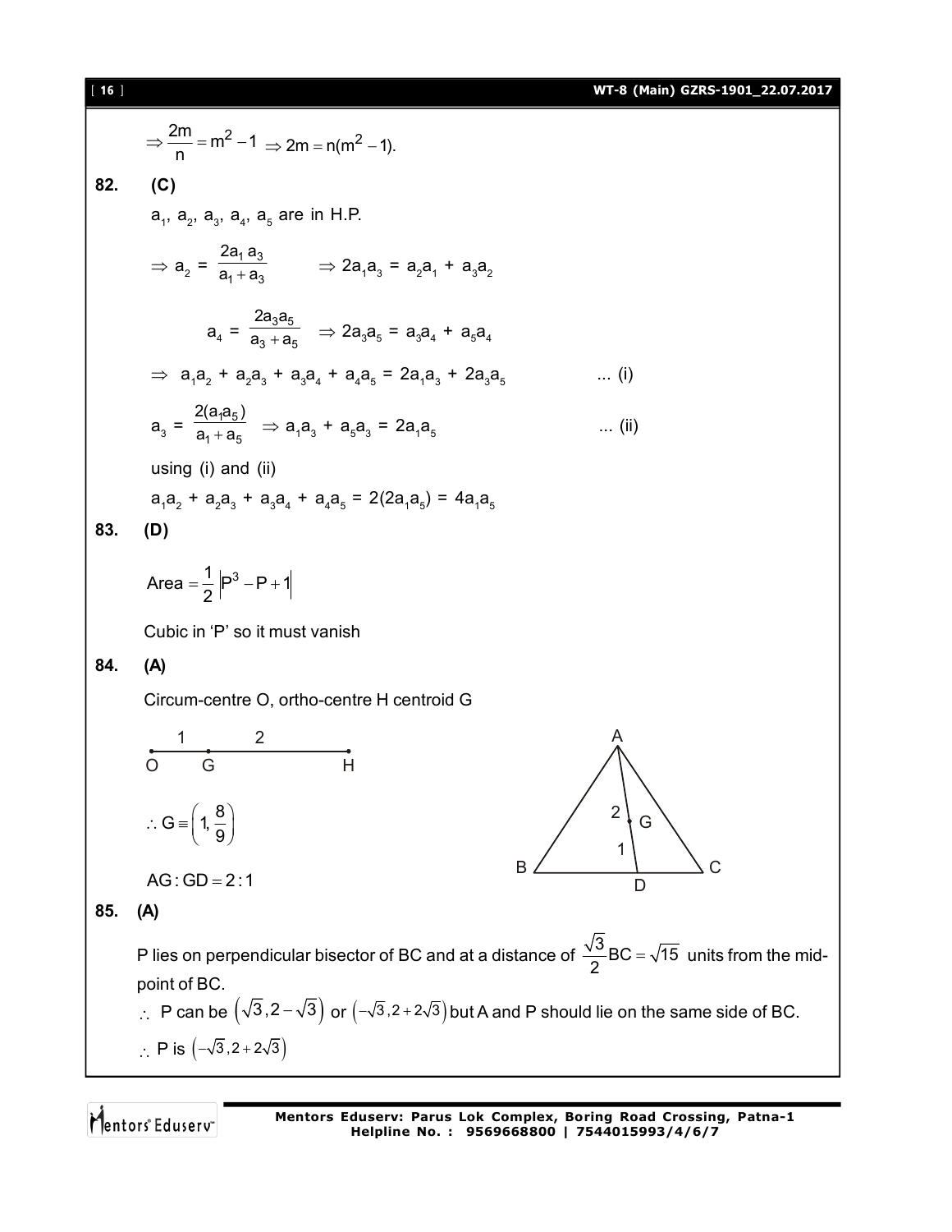$$\Rightarrow \frac{2m}{n} = m^2 - 1 \Rightarrow 2m = n(m^2 - 1).$$

**82. (C)**

$a_1, a_2, a_3, a_4, a_5$ are in H.P.

$$\Rightarrow a_2 = \frac{2a_1 a_3}{a_1 + a_3} \qquad \Rightarrow 2a_1a_3 = a_2a_1 + a_3a_2$$

$$a_4 = \frac{2a_3a_5}{a_3 + a_5} \quad \Rightarrow 2a_3a_5 = a_3a_4 + a_5a_4$$

$$\Rightarrow a_1a_2 + a_2a_3 + a_3a_4 + a_4a_5 = 2a_1a_3 + 2a_3a_5 \qquad \text{... (i)}$$

$$a_3 = \frac{2(a_1a_5)}{a_1 + a_5} \Rightarrow a_1a_3 + a_5a_3 = 2a_1a_5 \qquad \text{... (ii)}$$

using (i) and (ii)

$$a_1a_2 + a_2a_3 + a_3a_4 + a_4a_5 = 2(2a_1a_5) = 4a_1a_5$$

**83. (D)**

$$\text{Area} = \frac{1}{2}\left|P^3 - P + 1\right|$$

Cubic in 'P' so it must vanish

**84. (A)**

Circum-centre O, ortho-centre H centroid G

O —1— G —2— H

$$\therefore G \equiv \left(1, \frac{8}{9}\right)$$

$AG : GD = 2 : 1$

**85. (A)**

P lies on perpendicular bisector of BC and at a distance of $\frac{\sqrt{3}}{2}BC = \sqrt{15}$ units from the mid-point of BC.

$\therefore$ P can be $\left(\sqrt{3}, 2 - \sqrt{3}\right)$ or $\left(-\sqrt{3}, 2 + 2\sqrt{3}\right)$ but A and P should lie on the same side of BC.

$\therefore$ P is $\left(-\sqrt{3}, 2 + 2\sqrt{3}\right)$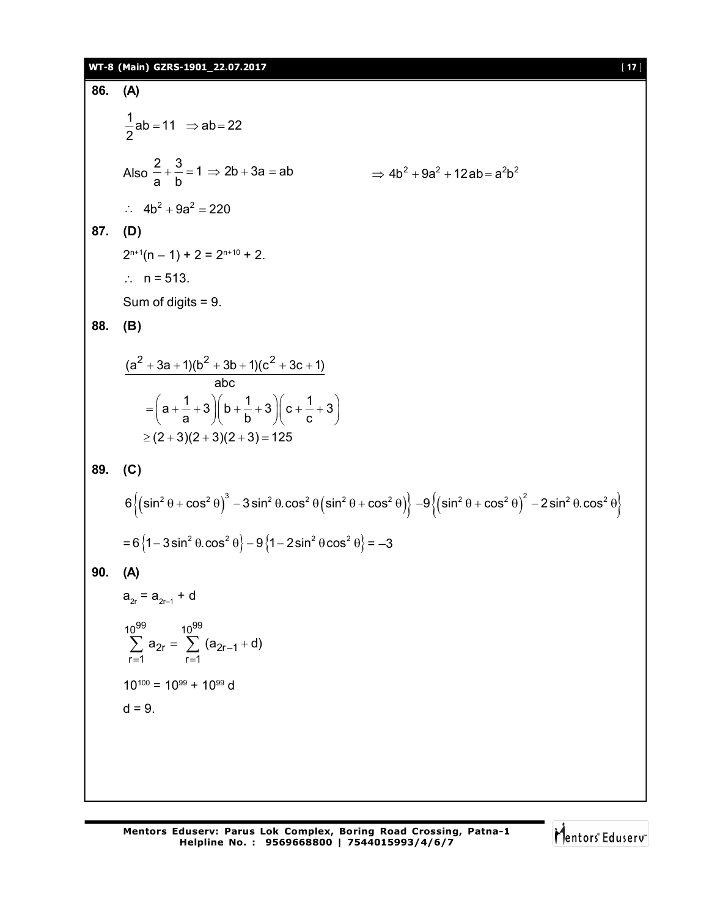**86. (A)**

$$\frac{1}{2}ab = 11 \quad \Rightarrow ab = 22$$

Also $\frac{2}{a} + \frac{3}{b} = 1 \Rightarrow 2b + 3a = ab \qquad \Rightarrow 4b^2 + 9a^2 + 12ab = a^2b^2$

$\therefore \ 4b^2 + 9a^2 = 220$

**87. (D)**

$2^{n+1}(n - 1) + 2 = 2^{n+10} + 2.$

$\therefore \ n = 513.$

Sum of digits = 9.

**88. (B)**

$$\frac{(a^2 + 3a + 1)(b^2 + 3b + 1)(c^2 + 3c + 1)}{abc}$$

$$= \left(a + \frac{1}{a} + 3\right)\left(b + \frac{1}{b} + 3\right)\left(c + \frac{1}{c} + 3\right)$$

$$\geq (2 + 3)(2 + 3)(2 + 3) = 125$$

**89. (C)**

$$6\left\{\left(\sin^2\theta + \cos^2\theta\right)^3 - 3\sin^2\theta.\cos^2\theta\left(\sin^2\theta + \cos^2\theta\right)\right\} - 9\left\{\left(\sin^2\theta + \cos^2\theta\right)^2 - 2\sin^2\theta.\cos^2\theta\right\}$$

$$= 6\left\{1 - 3\sin^2\theta.\cos^2\theta\right\} - 9\left\{1 - 2\sin^2\theta\cos^2\theta\right\} = -3$$

**90. (A)**

$a_{2r} = a_{2r-1} + d$

$$\sum_{r=1}^{10^{99}} a_{2r} = \sum_{r=1}^{10^{99}} (a_{2r-1} + d)$$

$10^{100} = 10^{99} + 10^{99}\,d$

$d = 9.$